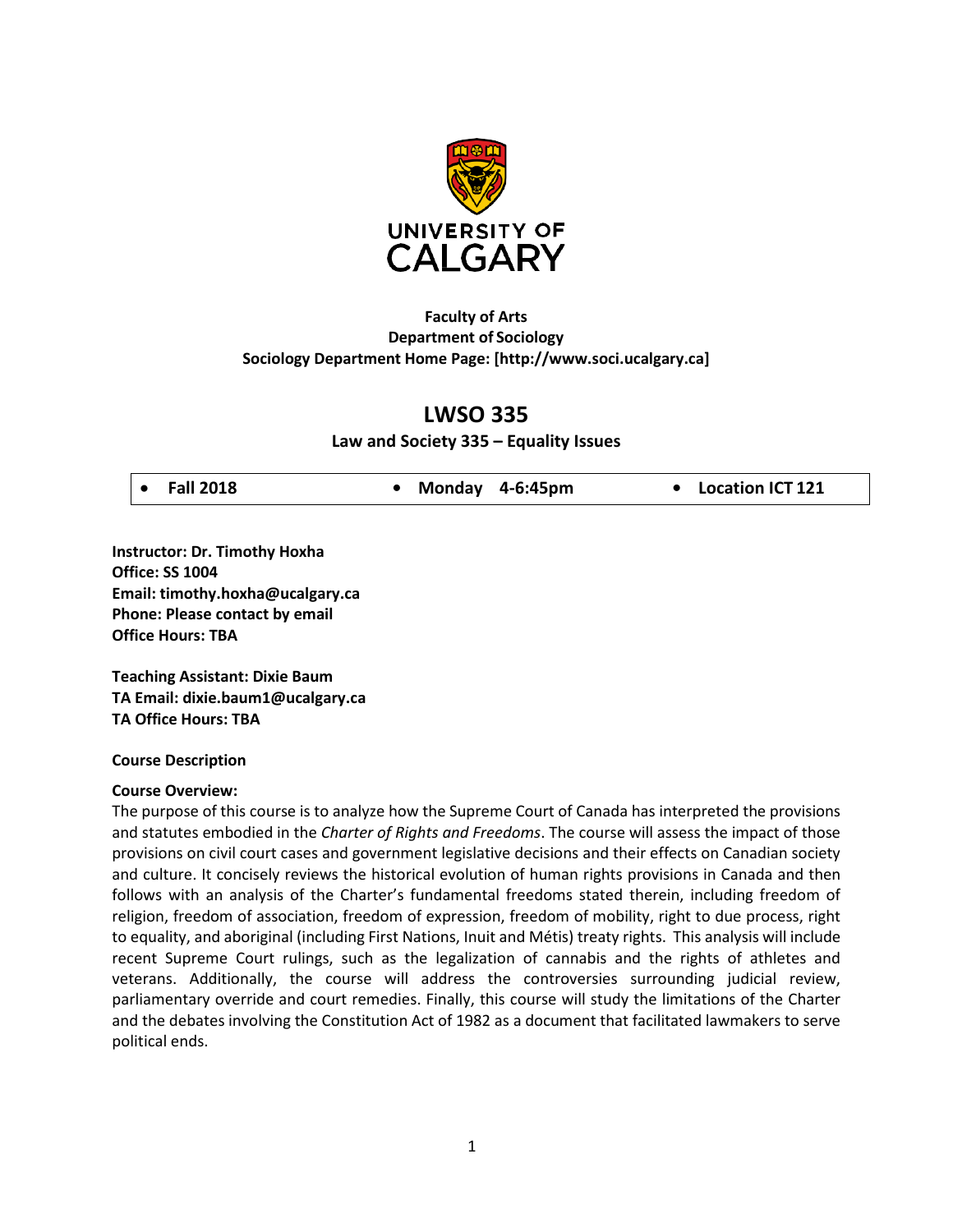**Faculty of Arts**
**Department of Sociology**
**Sociology Department Home Page: [http://www.soci.ucalgary.ca]**

# LWSO 335

**Law and Society 335 – Equality Issues**

| • Fall 2018 | • Monday 4-6:45pm | • Location ICT 121 |
|---|---|---|

**Instructor: Dr. Timothy Hoxha**
**Office: SS 1004**
**Email: timothy.hoxha@ucalgary.ca**
**Phone: Please contact by email**
**Office Hours: TBA**

**Teaching Assistant: Dixie Baum**
**TA Email: dixie.baum1@ucalgary.ca**
**TA Office Hours: TBA**

**Course Description**

**Course Overview:**
The purpose of this course is to analyze how the Supreme Court of Canada has interpreted the provisions and statutes embodied in the *Charter of Rights and Freedoms*. The course will assess the impact of those provisions on civil court cases and government legislative decisions and their effects on Canadian society and culture. It concisely reviews the historical evolution of human rights provisions in Canada and then follows with an analysis of the Charter's fundamental freedoms stated therein, including freedom of religion, freedom of association, freedom of expression, freedom of mobility, right to due process, right to equality, and aboriginal (including First Nations, Inuit and Métis) treaty rights. This analysis will include recent Supreme Court rulings, such as the legalization of cannabis and the rights of athletes and veterans. Additionally, the course will address the controversies surrounding judicial review, parliamentary override and court remedies. Finally, this course will study the limitations of the Charter and the debates involving the Constitution Act of 1982 as a document that facilitated lawmakers to serve political ends.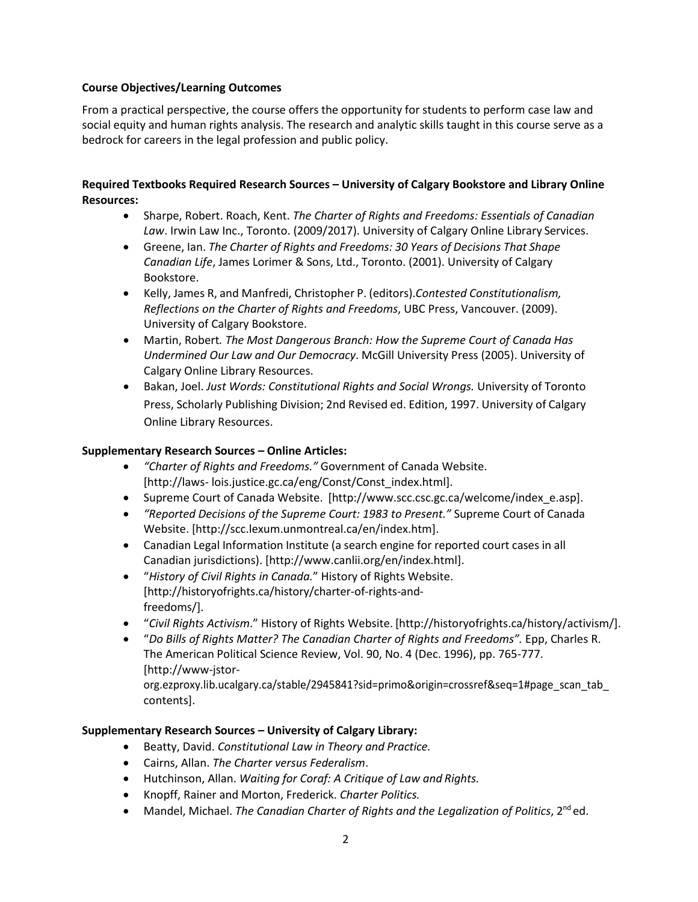**Course Objectives/Learning Outcomes**

From a practical perspective, the course offers the opportunity for students to perform case law and social equity and human rights analysis. The research and analytic skills taught in this course serve as a bedrock for careers in the legal profession and public policy.

**Required Textbooks Required Research Sources – University of Calgary Bookstore and Library Online Resources:**

- Sharpe, Robert. Roach, Kent. *The Charter of Rights and Freedoms: Essentials of Canadian Law*. Irwin Law Inc., Toronto. (2009/2017). University of Calgary Online Library Services.
- Greene, Ian. *The Charter of Rights and Freedoms: 30 Years of Decisions That Shape Canadian Life*, James Lorimer & Sons, Ltd., Toronto. (2001). University of Calgary Bookstore.
- Kelly, James R, and Manfredi, Christopher P. (editors).*Contested Constitutionalism, Reflections on the Charter of Rights and Freedoms*, UBC Press, Vancouver. (2009). University of Calgary Bookstore.
- Martin, Robert*. The Most Dangerous Branch: How the Supreme Court of Canada Has Undermined Our Law and Our Democracy*. McGill University Press (2005). University of Calgary Online Library Resources.
- Bakan, Joel. *Just Words: Constitutional Rights and Social Wrongs.* University of Toronto Press, Scholarly Publishing Division; 2nd Revised ed. Edition, 1997. University of Calgary Online Library Resources.

**Supplementary Research Sources – Online Articles:**

- *"Charter of Rights and Freedoms."* Government of Canada Website. [http://laws- lois.justice.gc.ca/eng/Const/Const_index.html].
- Supreme Court of Canada Website. [http://www.scc.csc.gc.ca/welcome/index_e.asp].
- *"Reported Decisions of the Supreme Court: 1983 to Present."* Supreme Court of Canada Website. [http://scc.lexum.unmontreal.ca/en/index.htm].
- Canadian Legal Information Institute (a search engine for reported court cases in all Canadian jurisdictions). [http://www.canlii.org/en/index.html].
- "*History of Civil Rights in Canada.*" History of Rights Website. [http://historyofrights.ca/history/charter-of-rights-and-freedoms/].
- "*Civil Rights Activism*." History of Rights Website. [http://historyofrights.ca/history/activism/].
- "*Do Bills of Rights Matter? The Canadian Charter of Rights and Freedoms".* Epp, Charles R. The American Political Science Review, Vol. 90, No. 4 (Dec. 1996), pp. 765-777. [http://www-jstor-org.ezproxy.lib.ucalgary.ca/stable/2945841?sid=primo&origin=crossref&seq=1#page_scan_tab_contents].

**Supplementary Research Sources – University of Calgary Library:**

- Beatty, David. *Constitutional Law in Theory and Practice.*
- Cairns, Allan. *The Charter versus Federalism*.
- Hutchinson, Allan. *Waiting for Coraf: A Critique of Law and Rights.*
- Knopff, Rainer and Morton, Frederick. *Charter Politics.*
- Mandel, Michael. *The Canadian Charter of Rights and the Legalization of Politics*, 2nd ed.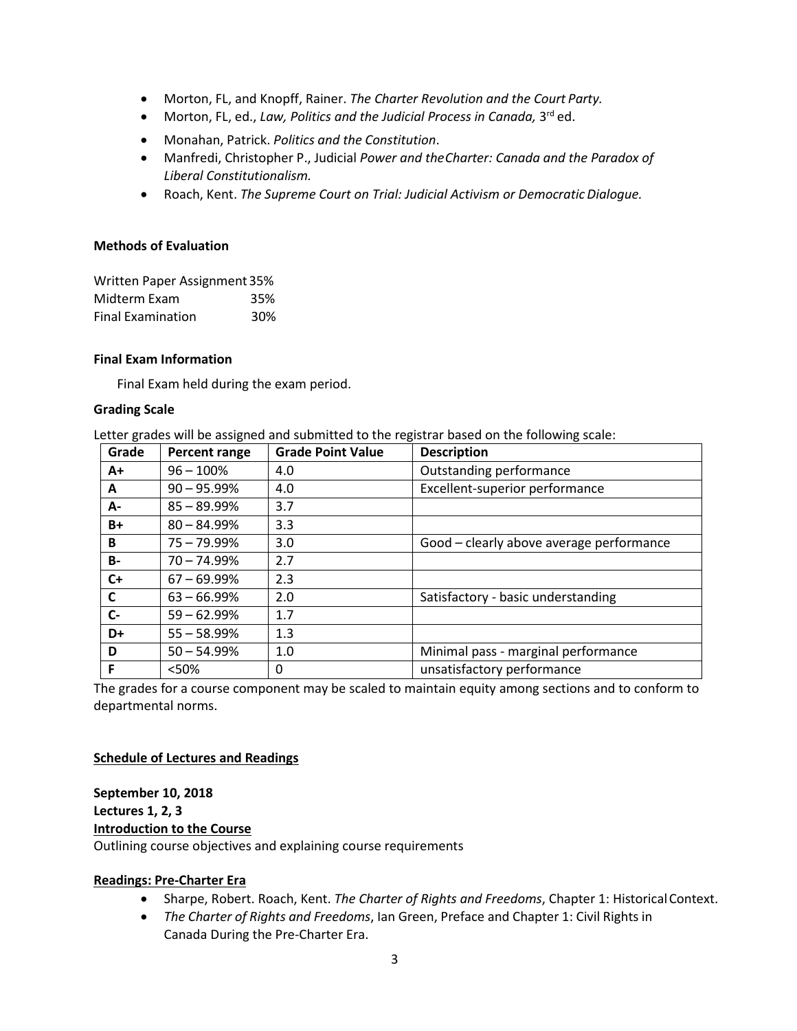- Morton, FL, and Knopff, Rainer. *The Charter Revolution and the Court Party.*
- Morton, FL, ed., *Law, Politics and the Judicial Process in Canada,* 3rd ed.
- Monahan, Patrick. *Politics and the Constitution*.
- Manfredi, Christopher P., Judicial *Power and the Charter: Canada and the Paradox of Liberal Constitutionalism.*
- Roach, Kent. *The Supreme Court on Trial: Judicial Activism or Democratic Dialogue.*

**Methods of Evaluation**

Written Paper Assignment 35%
Midterm Exam 35%
Final Examination 30%

**Final Exam Information**

Final Exam held during the exam period.

**Grading Scale**

Letter grades will be assigned and submitted to the registrar based on the following scale:

| Grade | Percent range | Grade Point Value | Description |
|---|---|---|---|
| A+ | 96 – 100% | 4.0 | Outstanding performance |
| A | 90 – 95.99% | 4.0 | Excellent-superior performance |
| A- | 85 – 89.99% | 3.7 | |
| B+ | 80 – 84.99% | 3.3 | |
| B | 75 – 79.99% | 3.0 | Good – clearly above average performance |
| B- | 70 – 74.99% | 2.7 | |
| C+ | 67 – 69.99% | 2.3 | |
| C | 63 – 66.99% | 2.0 | Satisfactory - basic understanding |
| C- | 59 – 62.99% | 1.7 | |
| D+ | 55 – 58.99% | 1.3 | |
| D | 50 – 54.99% | 1.0 | Minimal pass - marginal performance |
| F | <50% | 0 | unsatisfactory performance |

The grades for a course component may be scaled to maintain equity among sections and to conform to departmental norms.

**Schedule of Lectures and Readings**

**September 10, 2018**
**Lectures 1, 2, 3**
**Introduction to the Course**
Outlining course objectives and explaining course requirements

**Readings: Pre-Charter Era**

- Sharpe, Robert. Roach, Kent. *The Charter of Rights and Freedoms*, Chapter 1: Historical Context.
- *The Charter of Rights and Freedoms*, Ian Green, Preface and Chapter 1: Civil Rights in Canada During the Pre-Charter Era.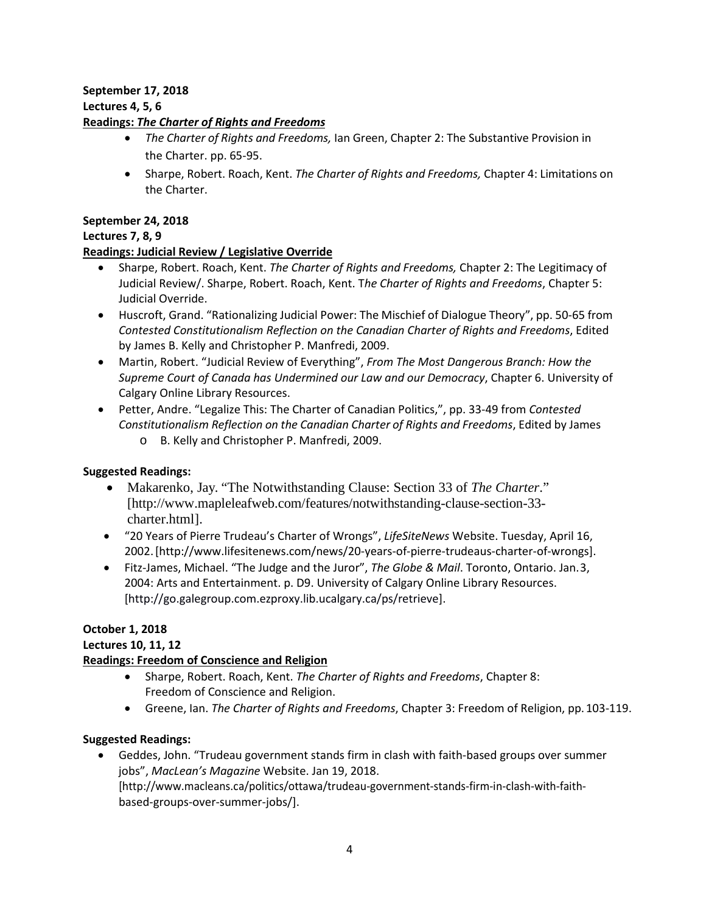**September 17, 2018**
**Lectures 4, 5, 6**
**Readings: *The Charter of Rights and Freedoms***

- *The Charter of Rights and Freedoms,* Ian Green, Chapter 2: The Substantive Provision in the Charter. pp. 65-95.
- Sharpe, Robert. Roach, Kent. *The Charter of Rights and Freedoms,* Chapter 4: Limitations on the Charter.

**September 24, 2018**
**Lectures 7, 8, 9**
**Readings: Judicial Review / Legislative Override**

- Sharpe, Robert. Roach, Kent. *The Charter of Rights and Freedoms,* Chapter 2: The Legitimacy of Judicial Review/. Sharpe, Robert. Roach, Kent. T*he Charter of Rights and Freedoms*, Chapter 5: Judicial Override.
- Huscroft, Grand. "Rationalizing Judicial Power: The Mischief of Dialogue Theory", pp. 50-65 from *Contested Constitutionalism Reflection on the Canadian Charter of Rights and Freedoms*, Edited by James B. Kelly and Christopher P. Manfredi, 2009.
- Martin, Robert. "Judicial Review of Everything", *From The Most Dangerous Branch: How the Supreme Court of Canada has Undermined our Law and our Democracy*, Chapter 6. University of Calgary Online Library Resources.
- Petter, Andre. "Legalize This: The Charter of Canadian Politics,", pp. 33-49 from *Contested Constitutionalism Reflection on the Canadian Charter of Rights and Freedoms*, Edited by James
  - B. Kelly and Christopher P. Manfredi, 2009.

**Suggested Readings:**

- Makarenko, Jay. "The Notwithstanding Clause: Section 33 of *The Charter*." [http://www.mapleleafweb.com/features/notwithstanding-clause-section-33-charter.html].
- "20 Years of Pierre Trudeau's Charter of Wrongs", *LifeSiteNews* Website. Tuesday, April 16, 2002. [http://www.lifesitenews.com/news/20-years-of-pierre-trudeaus-charter-of-wrongs].
- Fitz-James, Michael. "The Judge and the Juror", *The Globe & Mail*. Toronto, Ontario. Jan.3, 2004: Arts and Entertainment. p. D9. University of Calgary Online Library Resources. [http://go.galegroup.com.ezproxy.lib.ucalgary.ca/ps/retrieve].

**October 1, 2018**
**Lectures 10, 11, 12**
**Readings: Freedom of Conscience and Religion**

- Sharpe, Robert. Roach, Kent. *The Charter of Rights and Freedoms*, Chapter 8: Freedom of Conscience and Religion.
- Greene, Ian. *The Charter of Rights and Freedoms*, Chapter 3: Freedom of Religion, pp. 103-119.

**Suggested Readings:**

- Geddes, John. "Trudeau government stands firm in clash with faith-based groups over summer jobs", *MacLean's Magazine* Website. Jan 19, 2018. [http://www.macleans.ca/politics/ottawa/trudeau-government-stands-firm-in-clash-with-faith-based-groups-over-summer-jobs/].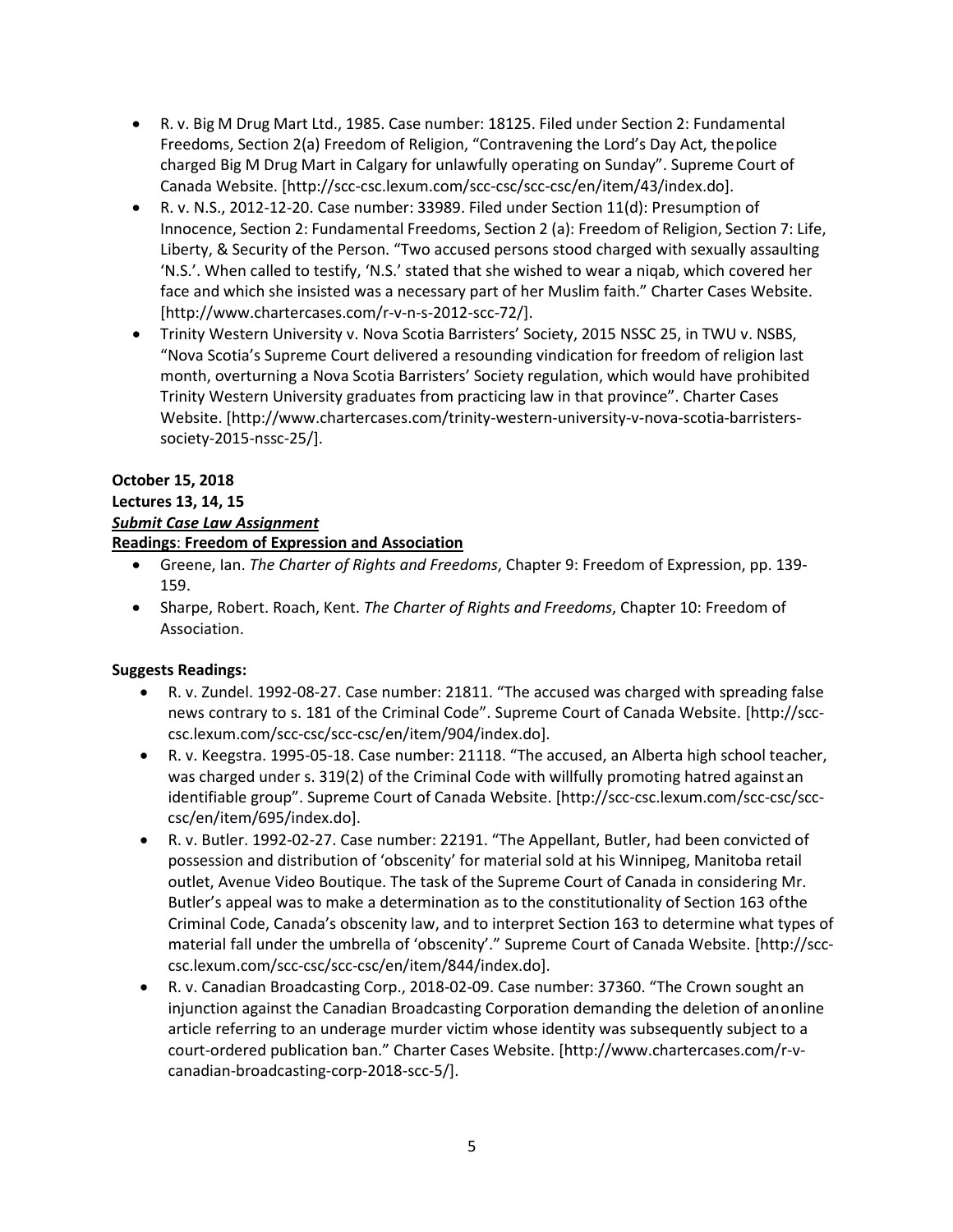- R. v. Big M Drug Mart Ltd., 1985. Case number: 18125. Filed under Section 2: Fundamental Freedoms, Section 2(a) Freedom of Religion, "Contravening the Lord's Day Act, the police charged Big M Drug Mart in Calgary for unlawfully operating on Sunday". Supreme Court of Canada Website. [http://scc-csc.lexum.com/scc-csc/scc-csc/en/item/43/index.do].
- R. v. N.S., 2012-12-20. Case number: 33989. Filed under Section 11(d): Presumption of Innocence, Section 2: Fundamental Freedoms, Section 2 (a): Freedom of Religion, Section 7: Life, Liberty, & Security of the Person. "Two accused persons stood charged with sexually assaulting 'N.S.'. When called to testify, 'N.S.' stated that she wished to wear a niqab, which covered her face and which she insisted was a necessary part of her Muslim faith." Charter Cases Website. [http://www.chartercases.com/r-v-n-s-2012-scc-72/].
- Trinity Western University v. Nova Scotia Barristers' Society, 2015 NSSC 25, in TWU v. NSBS, "Nova Scotia's Supreme Court delivered a resounding vindication for freedom of religion last month, overturning a Nova Scotia Barristers' Society regulation, which would have prohibited Trinity Western University graduates from practicing law in that province". Charter Cases Website. [http://www.chartercases.com/trinity-western-university-v-nova-scotia-barristers-society-2015-nssc-25/].

**October 15, 2018**
**Lectures 13, 14, 15**
***Submit Case Law Assignment***
**Readings**: **Freedom of Expression and Association**

- Greene, Ian. *The Charter of Rights and Freedoms*, Chapter 9: Freedom of Expression, pp. 139-159.
- Sharpe, Robert. Roach, Kent. *The Charter of Rights and Freedoms*, Chapter 10: Freedom of Association.

**Suggests Readings:**

- R. v. Zundel. 1992-08-27. Case number: 21811. "The accused was charged with spreading false news contrary to s. 181 of the Criminal Code". Supreme Court of Canada Website. [http://scc-csc.lexum.com/scc-csc/scc-csc/en/item/904/index.do].
- R. v. Keegstra. 1995-05-18. Case number: 21118. "The accused, an Alberta high school teacher, was charged under s. 319(2) of the Criminal Code with willfully promoting hatred against an identifiable group". Supreme Court of Canada Website. [http://scc-csc.lexum.com/scc-csc/scc-csc/en/item/695/index.do].
- R. v. Butler. 1992-02-27. Case number: 22191. "The Appellant, Butler, had been convicted of possession and distribution of 'obscenity' for material sold at his Winnipeg, Manitoba retail outlet, Avenue Video Boutique. The task of the Supreme Court of Canada in considering Mr. Butler's appeal was to make a determination as to the constitutionality of Section 163 of the Criminal Code, Canada's obscenity law, and to interpret Section 163 to determine what types of material fall under the umbrella of 'obscenity'." Supreme Court of Canada Website. [http://scc-csc.lexum.com/scc-csc/scc-csc/en/item/844/index.do].
- R. v. Canadian Broadcasting Corp., 2018-02-09. Case number: 37360. "The Crown sought an injunction against the Canadian Broadcasting Corporation demanding the deletion of an online article referring to an underage murder victim whose identity was subsequently subject to a court-ordered publication ban." Charter Cases Website. [http://www.chartercases.com/r-v-canadian-broadcasting-corp-2018-scc-5/].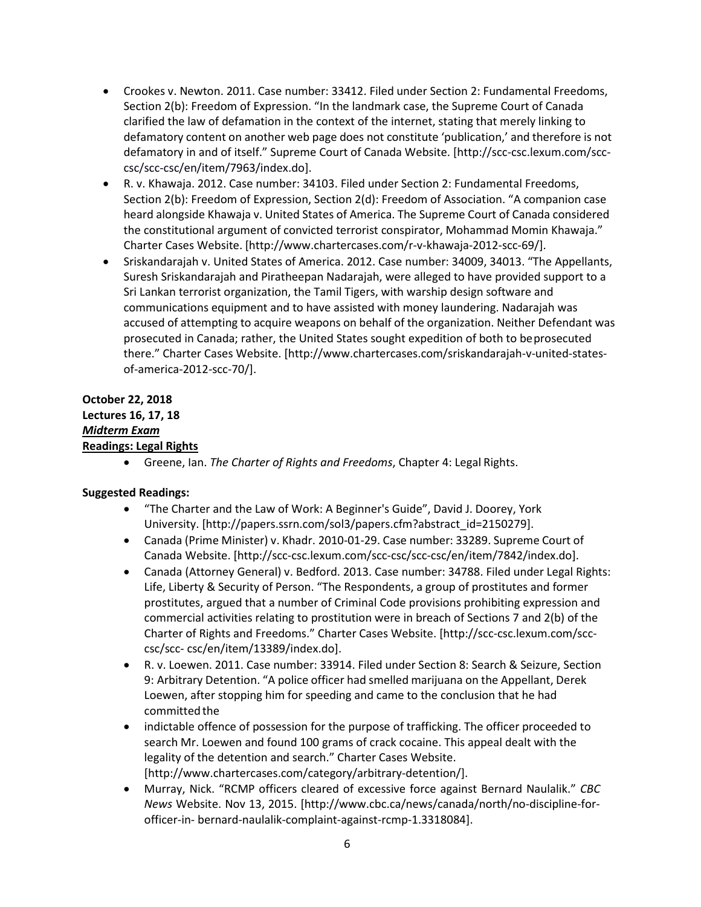- Crookes v. Newton. 2011. Case number: 33412. Filed under Section 2: Fundamental Freedoms, Section 2(b): Freedom of Expression. "In the landmark case, the Supreme Court of Canada clarified the law of defamation in the context of the internet, stating that merely linking to defamatory content on another web page does not constitute 'publication,' and therefore is not defamatory in and of itself." Supreme Court of Canada Website. [http://scc-csc.lexum.com/scc-csc/scc-csc/en/item/7963/index.do].
- R. v. Khawaja. 2012. Case number: 34103. Filed under Section 2: Fundamental Freedoms, Section 2(b): Freedom of Expression, Section 2(d): Freedom of Association. "A companion case heard alongside Khawaja v. United States of America. The Supreme Court of Canada considered the constitutional argument of convicted terrorist conspirator, Mohammad Momin Khawaja." Charter Cases Website. [http://www.chartercases.com/r-v-khawaja-2012-scc-69/].
- Sriskandarajah v. United States of America. 2012. Case number: 34009, 34013. "The Appellants, Suresh Sriskandarajah and Piratheepan Nadarajah, were alleged to have provided support to a Sri Lankan terrorist organization, the Tamil Tigers, with warship design software and communications equipment and to have assisted with money laundering. Nadarajah was accused of attempting to acquire weapons on behalf of the organization. Neither Defendant was prosecuted in Canada; rather, the United States sought expedition of both to be prosecuted there." Charter Cases Website. [http://www.chartercases.com/sriskandarajah-v-united-states-of-america-2012-scc-70/].

**October 22, 2018**
**Lectures 16, 17, 18**
***Midterm Exam***
**Readings: Legal Rights**

- Greene, Ian. *The Charter of Rights and Freedoms*, Chapter 4: Legal Rights.

**Suggested Readings:**

- "The Charter and the Law of Work: A Beginner's Guide", David J. Doorey, York University. [http://papers.ssrn.com/sol3/papers.cfm?abstract_id=2150279].
- Canada (Prime Minister) v. Khadr. 2010-01-29. Case number: 33289. Supreme Court of Canada Website. [http://scc-csc.lexum.com/scc-csc/scc-csc/en/item/7842/index.do].
- Canada (Attorney General) v. Bedford. 2013. Case number: 34788. Filed under Legal Rights: Life, Liberty & Security of Person. "The Respondents, a group of prostitutes and former prostitutes, argued that a number of Criminal Code provisions prohibiting expression and commercial activities relating to prostitution were in breach of Sections 7 and 2(b) of the Charter of Rights and Freedoms." Charter Cases Website. [http://scc-csc.lexum.com/scc-csc/scc- csc/en/item/13389/index.do].
- R. v. Loewen. 2011. Case number: 33914. Filed under Section 8: Search & Seizure, Section 9: Arbitrary Detention. "A police officer had smelled marijuana on the Appellant, Derek Loewen, after stopping him for speeding and came to the conclusion that he had committed the
- indictable offence of possession for the purpose of trafficking. The officer proceeded to search Mr. Loewen and found 100 grams of crack cocaine. This appeal dealt with the legality of the detention and search." Charter Cases Website. [http://www.chartercases.com/category/arbitrary-detention/].
- Murray, Nick. "RCMP officers cleared of excessive force against Bernard Naulalik." *CBC News* Website. Nov 13, 2015. [http://www.cbc.ca/news/canada/north/no-discipline-for-officer-in- bernard-naulalik-complaint-against-rcmp-1.3318084].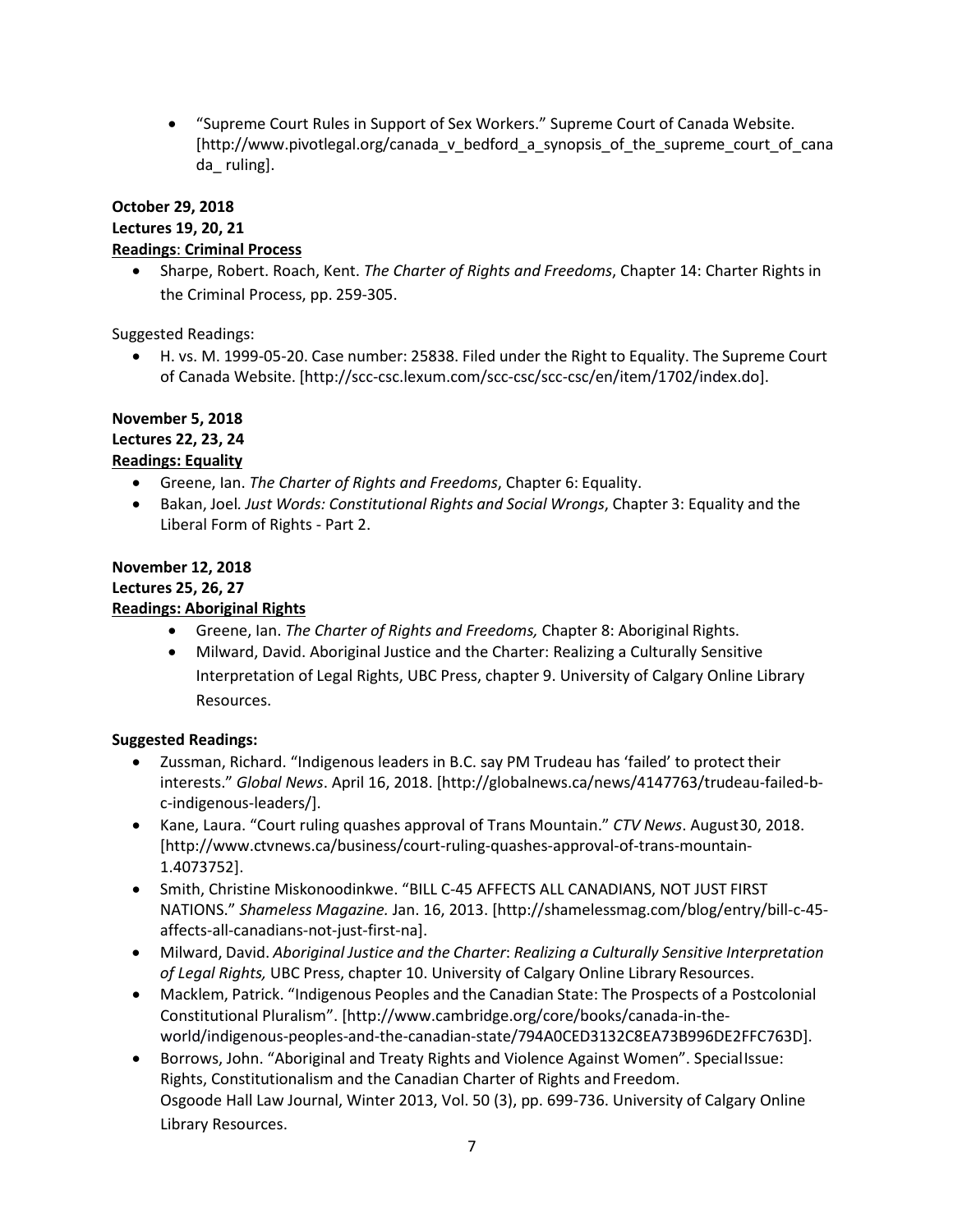- "Supreme Court Rules in Support of Sex Workers." Supreme Court of Canada Website. [http://www.pivotlegal.org/canada_v_bedford_a_synopsis_of_the_supreme_court_of_canada_ ruling].

**October 29, 2018**
**Lectures 19, 20, 21**
**Readings: Criminal Process**

- Sharpe, Robert. Roach, Kent. *The Charter of Rights and Freedoms*, Chapter 14: Charter Rights in the Criminal Process, pp. 259-305.

Suggested Readings:

- H. vs. M. 1999-05-20. Case number: 25838. Filed under the Right to Equality. The Supreme Court of Canada Website. [http://scc-csc.lexum.com/scc-csc/scc-csc/en/item/1702/index.do].

**November 5, 2018**
**Lectures 22, 23, 24**
**Readings: Equality**

- Greene, Ian. *The Charter of Rights and Freedoms*, Chapter 6: Equality.
- Bakan, Joel. *Just Words: Constitutional Rights and Social Wrongs*, Chapter 3: Equality and the Liberal Form of Rights - Part 2.

**November 12, 2018**
**Lectures 25, 26, 27**
**Readings: Aboriginal Rights**

- Greene, Ian. *The Charter of Rights and Freedoms,* Chapter 8: Aboriginal Rights.
- Milward, David. Aboriginal Justice and the Charter: Realizing a Culturally Sensitive Interpretation of Legal Rights, UBC Press, chapter 9. University of Calgary Online Library Resources.

**Suggested Readings:**

- Zussman, Richard. "Indigenous leaders in B.C. say PM Trudeau has 'failed' to protect their interests." *Global News*. April 16, 2018. [http://globalnews.ca/news/4147763/trudeau-failed-b-c-indigenous-leaders/].
- Kane, Laura. "Court ruling quashes approval of Trans Mountain." *CTV News*. August 30, 2018. [http://www.ctvnews.ca/business/court-ruling-quashes-approval-of-trans-mountain-1.4073752].
- Smith, Christine Miskonoodinkwe. "BILL C-45 AFFECTS ALL CANADIANS, NOT JUST FIRST NATIONS." *Shameless Magazine.* Jan. 16, 2013. [http://shamelessmag.com/blog/entry/bill-c-45-affects-all-canadians-not-just-first-na].
- Milward, David. *Aboriginal Justice and the Charter*: *Realizing a Culturally Sensitive Interpretation of Legal Rights,* UBC Press, chapter 10. University of Calgary Online Library Resources.
- Macklem, Patrick. "Indigenous Peoples and the Canadian State: The Prospects of a Postcolonial Constitutional Pluralism". [http://www.cambridge.org/core/books/canada-in-the-world/indigenous-peoples-and-the-canadian-state/794A0CED3132C8EA73B996DE2FFC763D].
- Borrows, John. "Aboriginal and Treaty Rights and Violence Against Women". Special Issue: Rights, Constitutionalism and the Canadian Charter of Rights and Freedom. Osgoode Hall Law Journal, Winter 2013, Vol. 50 (3), pp. 699-736. University of Calgary Online Library Resources.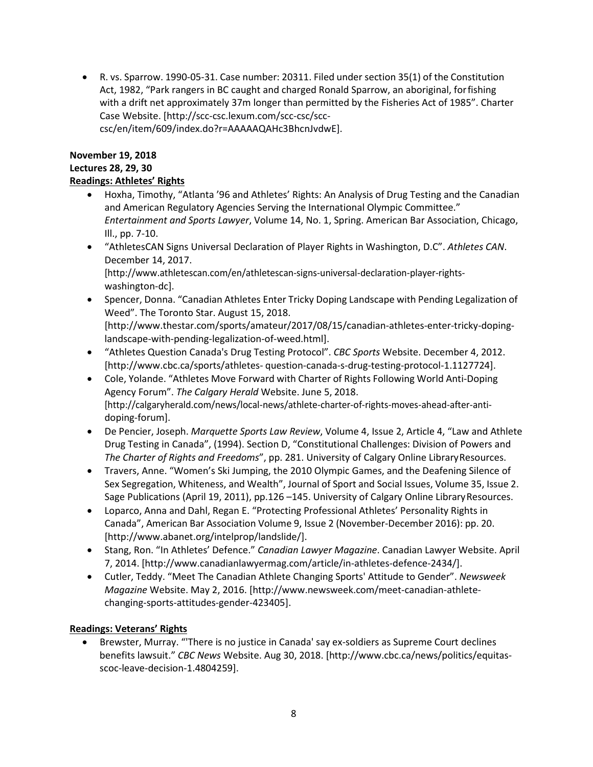- R. vs. Sparrow. 1990-05-31. Case number: 20311. Filed under section 35(1) of the Constitution Act, 1982, "Park rangers in BC caught and charged Ronald Sparrow, an aboriginal, for fishing with a drift net approximately 37m longer than permitted by the Fisheries Act of 1985". Charter Case Website. [http://scc-csc.lexum.com/scc-csc/scc-csc/en/item/609/index.do?r=AAAAAQAHc3BhcnJvdwE].

**November 19, 2018**
**Lectures 28, 29, 30**
**Readings: Athletes' Rights**

- Hoxha, Timothy, "Atlanta '96 and Athletes' Rights: An Analysis of Drug Testing and the Canadian and American Regulatory Agencies Serving the International Olympic Committee." *Entertainment and Sports Lawyer*, Volume 14, No. 1, Spring. American Bar Association, Chicago, Ill., pp. 7-10.
- "AthletesCAN Signs Universal Declaration of Player Rights in Washington, D.C". *Athletes CAN*. December 14, 2017. [http://www.athletescan.com/en/athletescan-signs-universal-declaration-player-rights-washington-dc].
- Spencer, Donna. "Canadian Athletes Enter Tricky Doping Landscape with Pending Legalization of Weed". The Toronto Star. August 15, 2018. [http://www.thestar.com/sports/amateur/2017/08/15/canadian-athletes-enter-tricky-doping-landscape-with-pending-legalization-of-weed.html].
- "Athletes Question Canada's Drug Testing Protocol". *CBC Sports* Website. December 4, 2012. [http://www.cbc.ca/sports/athletes- question-canada-s-drug-testing-protocol-1.1127724].
- Cole, Yolande. "Athletes Move Forward with Charter of Rights Following World Anti-Doping Agency Forum". *The Calgary Herald* Website. June 5, 2018. [http://calgaryherald.com/news/local-news/athlete-charter-of-rights-moves-ahead-after-anti-doping-forum].
- De Pencier, Joseph. *Marquette Sports Law Review*, Volume 4, Issue 2, Article 4, "Law and Athlete Drug Testing in Canada", (1994). Section D, "Constitutional Challenges: Division of Powers and *The Charter of Rights and Freedoms*", pp. 281. University of Calgary Online Library Resources.
- Travers, Anne. "Women's Ski Jumping, the 2010 Olympic Games, and the Deafening Silence of Sex Segregation, Whiteness, and Wealth", Journal of Sport and Social Issues, Volume 35, Issue 2. Sage Publications (April 19, 2011), pp.126 –145. University of Calgary Online Library Resources.
- Loparco, Anna and Dahl, Regan E. "Protecting Professional Athletes' Personality Rights in Canada", American Bar Association Volume 9, Issue 2 (November-December 2016): pp. 20. [http://www.abanet.org/intelprop/landslide/].
- Stang, Ron. "In Athletes' Defence." *Canadian Lawyer Magazine*. Canadian Lawyer Website. April 7, 2014. [http://www.canadianlawyermag.com/article/in-athletes-defence-2434/].
- Cutler, Teddy. "Meet The Canadian Athlete Changing Sports' Attitude to Gender". *Newsweek Magazine* Website. May 2, 2016. [http://www.newsweek.com/meet-canadian-athlete-changing-sports-attitudes-gender-423405].

**Readings: Veterans' Rights**

- Brewster, Murray. "'There is no justice in Canada' say ex-soldiers as Supreme Court declines benefits lawsuit." *CBC News* Website. Aug 30, 2018. [http://www.cbc.ca/news/politics/equitas-scoc-leave-decision-1.4804259].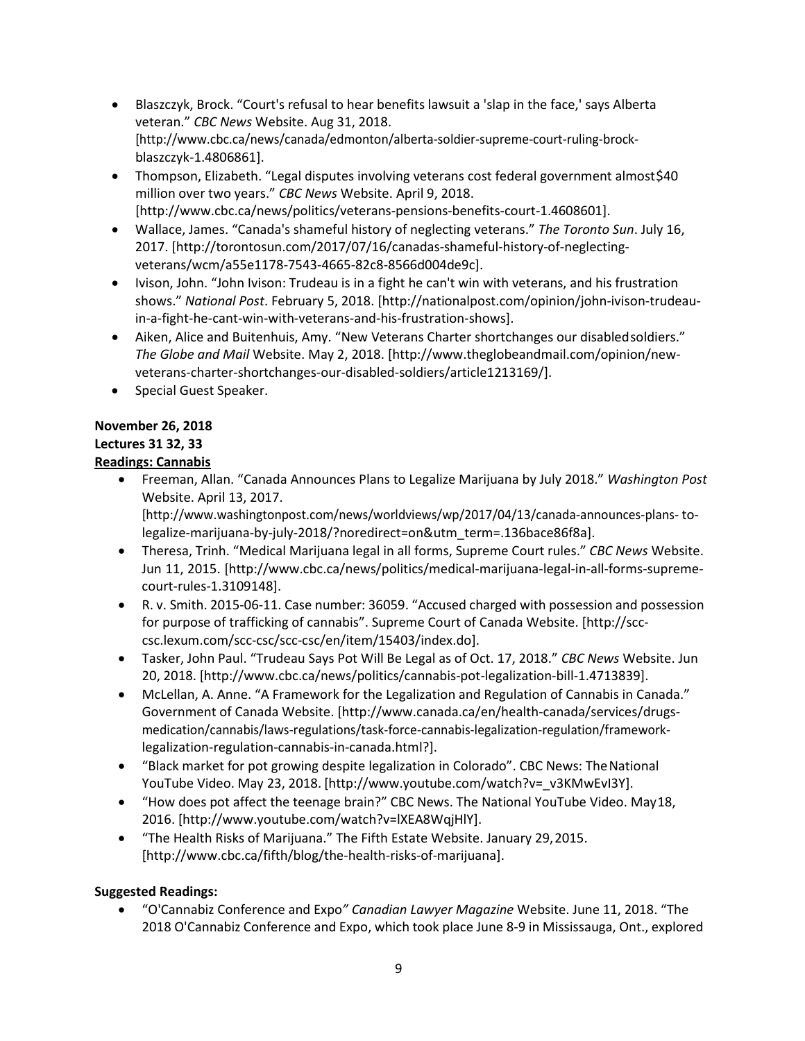- Blaszczyk, Brock. "Court's refusal to hear benefits lawsuit a 'slap in the face,' says Alberta veteran." *CBC News* Website. Aug 31, 2018. [http://www.cbc.ca/news/canada/edmonton/alberta-soldier-supreme-court-ruling-brock-blaszczyk-1.4806861].
- Thompson, Elizabeth. "Legal disputes involving veterans cost federal government almost$40 million over two years." *CBC News* Website. April 9, 2018. [http://www.cbc.ca/news/politics/veterans-pensions-benefits-court-1.4608601].
- Wallace, James. "Canada's shameful history of neglecting veterans." *The Toronto Sun*. July 16, 2017. [http://torontosun.com/2017/07/16/canadas-shameful-history-of-neglecting-veterans/wcm/a55e1178-7543-4665-82c8-8566d004de9c].
- Ivison, John. "John Ivison: Trudeau is in a fight he can't win with veterans, and his frustration shows." *National Post*. February 5, 2018. [http://nationalpost.com/opinion/john-ivison-trudeau-in-a-fight-he-cant-win-with-veterans-and-his-frustration-shows].
- Aiken, Alice and Buitenhuis, Amy. "New Veterans Charter shortchanges our disabledsoldiers." *The Globe and Mail* Website. May 2, 2018. [http://www.theglobeandmail.com/opinion/new-veterans-charter-shortchanges-our-disabled-soldiers/article1213169/].
- Special Guest Speaker.

**November 26, 2018**
**Lectures 31 32, 33**
**<u>Readings: Cannabis</u>**

- Freeman, Allan. "Canada Announces Plans to Legalize Marijuana by July 2018." *Washington Post* Website. April 13, 2017. [http://www.washingtonpost.com/news/worldviews/wp/2017/04/13/canada-announces-plans- to-legalize-marijuana-by-july-2018/?noredirect=on&utm_term=.136bace86f8a].
- Theresa, Trinh. "Medical Marijuana legal in all forms, Supreme Court rules." *CBC News* Website. Jun 11, 2015. [http://www.cbc.ca/news/politics/medical-marijuana-legal-in-all-forms-supreme-court-rules-1.3109148].
- R. v. Smith. 2015-06-11. Case number: 36059. "Accused charged with possession and possession for purpose of trafficking of cannabis". Supreme Court of Canada Website. [http://scc-csc.lexum.com/scc-csc/scc-csc/en/item/15403/index.do].
- Tasker, John Paul. "Trudeau Says Pot Will Be Legal as of Oct. 17, 2018." *CBC News* Website. Jun 20, 2018. [http://www.cbc.ca/news/politics/cannabis-pot-legalization-bill-1.4713839].
- McLellan, A. Anne. "A Framework for the Legalization and Regulation of Cannabis in Canada." Government of Canada Website. [http://www.canada.ca/en/health-canada/services/drugs-medication/cannabis/laws-regulations/task-force-cannabis-legalization-regulation/framework-legalization-regulation-cannabis-in-canada.html?].
- "Black market for pot growing despite legalization in Colorado". CBC News: TheNational YouTube Video. May 23, 2018. [http://www.youtube.com/watch?v=_v3KMwEvI3Y].
- "How does pot affect the teenage brain?" CBC News. The National YouTube Video. May18, 2016. [http://www.youtube.com/watch?v=lXEA8WqjHlY].
- "The Health Risks of Marijuana." The Fifth Estate Website. January 29,2015. [http://www.cbc.ca/fifth/blog/the-health-risks-of-marijuana].

**Suggested Readings:**

- "O'Cannabiz Conference and Expo*"* *Canadian Lawyer Magazine* Website. June 11, 2018. "The 2018 O'Cannabiz Conference and Expo, which took place June 8-9 in Mississauga, Ont., explored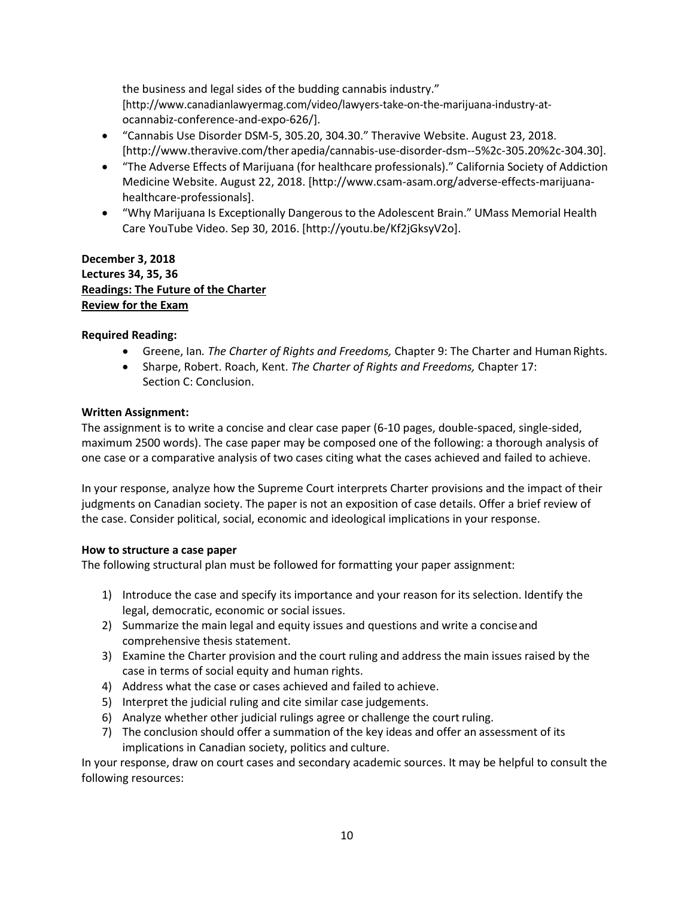the business and legal sides of the budding cannabis industry." [http://www.canadianlawyermag.com/video/lawyers-take-on-the-marijuana-industry-at-ocannabiz-conference-and-expo-626/].

- "Cannabis Use Disorder DSM-5, 305.20, 304.30." Theravive Website. August 23, 2018. [http://www.theravive.com/therapedia/cannabis-use-disorder-dsm--5%2c-305.20%2c-304.30].
- "The Adverse Effects of Marijuana (for healthcare professionals)." California Society of Addiction Medicine Website. August 22, 2018. [http://www.csam-asam.org/adverse-effects-marijuana-healthcare-professionals].
- "Why Marijuana Is Exceptionally Dangerous to the Adolescent Brain." UMass Memorial Health Care YouTube Video. Sep 30, 2016. [http://youtu.be/Kf2jGksyV2o].

**December 3, 2018**
**Lectures 34, 35, 36**
**<u>Readings: The Future of the Charter</u>**
**<u>Review for the Exam</u>**

**Required Reading:**

- Greene, Ian. *The Charter of Rights and Freedoms,* Chapter 9: The Charter and Human Rights.
- Sharpe, Robert. Roach, Kent. *The Charter of Rights and Freedoms,* Chapter 17: Section C: Conclusion.

**Written Assignment:**

The assignment is to write a concise and clear case paper (6-10 pages, double-spaced, single-sided, maximum 2500 words). The case paper may be composed one of the following: a thorough analysis of one case or a comparative analysis of two cases citing what the cases achieved and failed to achieve.

In your response, analyze how the Supreme Court interprets Charter provisions and the impact of their judgments on Canadian society. The paper is not an exposition of case details. Offer a brief review of the case. Consider political, social, economic and ideological implications in your response.

**How to structure a case paper**

The following structural plan must be followed for formatting your paper assignment:

1) Introduce the case and specify its importance and your reason for its selection. Identify the legal, democratic, economic or social issues.
2) Summarize the main legal and equity issues and questions and write a concise and comprehensive thesis statement.
3) Examine the Charter provision and the court ruling and address the main issues raised by the case in terms of social equity and human rights.
4) Address what the case or cases achieved and failed to achieve.
5) Interpret the judicial ruling and cite similar case judgements.
6) Analyze whether other judicial rulings agree or challenge the court ruling.
7) The conclusion should offer a summation of the key ideas and offer an assessment of its implications in Canadian society, politics and culture.

In your response, draw on court cases and secondary academic sources. It may be helpful to consult the following resources: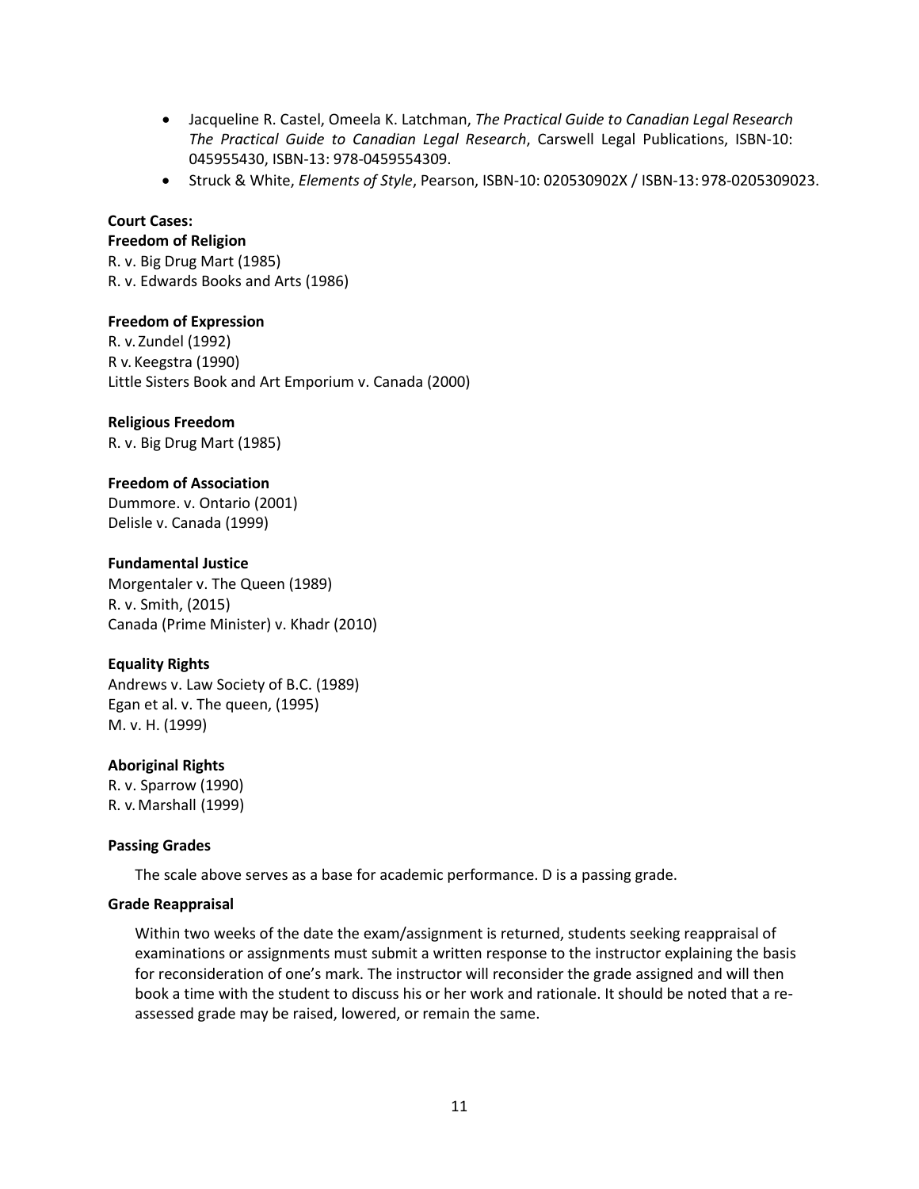- Jacqueline R. Castel, Omeela K. Latchman, *The Practical Guide to Canadian Legal Research The Practical Guide to Canadian Legal Research*, Carswell Legal Publications, ISBN-10: 045955430, ISBN-13: 978-0459554309.
- Struck & White, *Elements of Style*, Pearson, ISBN-10: 020530902X / ISBN-13: 978-0205309023.

**Court Cases:**

**Freedom of Religion**
R. v. Big Drug Mart (1985)
R. v. Edwards Books and Arts (1986)

**Freedom of Expression**
R. v. Zundel (1992)
R v. Keegstra (1990)
Little Sisters Book and Art Emporium v. Canada (2000)

**Religious Freedom**
R. v. Big Drug Mart (1985)

**Freedom of Association**
Dummore. v. Ontario (2001)
Delisle v. Canada (1999)

**Fundamental Justice**
Morgentaler v. The Queen (1989)
R. v. Smith, (2015)
Canada (Prime Minister) v. Khadr (2010)

**Equality Rights**
Andrews v. Law Society of B.C. (1989)
Egan et al. v. The queen, (1995)
M. v. H. (1999)

**Aboriginal Rights**
R. v. Sparrow (1990)
R. v. Marshall (1999)

**Passing Grades**

The scale above serves as a base for academic performance. D is a passing grade.

**Grade Reappraisal**

Within two weeks of the date the exam/assignment is returned, students seeking reappraisal of examinations or assignments must submit a written response to the instructor explaining the basis for reconsideration of one's mark. The instructor will reconsider the grade assigned and will then book a time with the student to discuss his or her work and rationale. It should be noted that a re-assessed grade may be raised, lowered, or remain the same.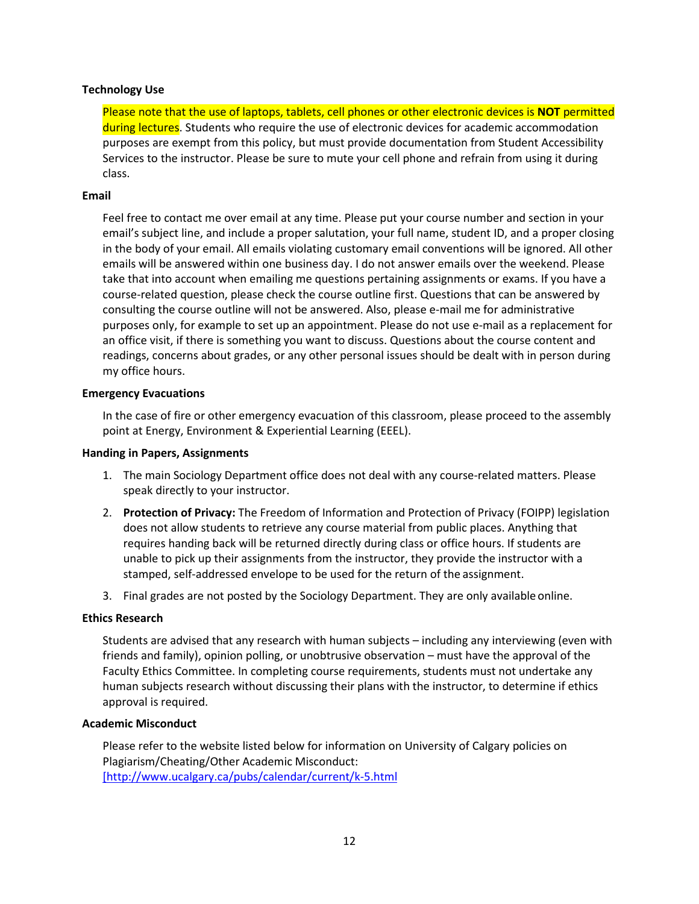**Technology Use**

Please note that the use of laptops, tablets, cell phones or other electronic devices is **NOT** permitted during lectures. Students who require the use of electronic devices for academic accommodation purposes are exempt from this policy, but must provide documentation from Student Accessibility Services to the instructor. Please be sure to mute your cell phone and refrain from using it during class.

**Email**

Feel free to contact me over email at any time. Please put your course number and section in your email's subject line, and include a proper salutation, your full name, student ID, and a proper closing in the body of your email. All emails violating customary email conventions will be ignored. All other emails will be answered within one business day. I do not answer emails over the weekend. Please take that into account when emailing me questions pertaining assignments or exams. If you have a course-related question, please check the course outline first. Questions that can be answered by consulting the course outline will not be answered. Also, please e-mail me for administrative purposes only, for example to set up an appointment. Please do not use e-mail as a replacement for an office visit, if there is something you want to discuss. Questions about the course content and readings, concerns about grades, or any other personal issues should be dealt with in person during my office hours.

**Emergency Evacuations**

In the case of fire or other emergency evacuation of this classroom, please proceed to the assembly point at Energy, Environment & Experiential Learning (EEEL).

**Handing in Papers, Assignments**

1. The main Sociology Department office does not deal with any course-related matters. Please speak directly to your instructor.
2. **Protection of Privacy:** The Freedom of Information and Protection of Privacy (FOIPP) legislation does not allow students to retrieve any course material from public places. Anything that requires handing back will be returned directly during class or office hours. If students are unable to pick up their assignments from the instructor, they provide the instructor with a stamped, self-addressed envelope to be used for the return of the assignment.
3. Final grades are not posted by the Sociology Department. They are only available online.

**Ethics Research**

Students are advised that any research with human subjects – including any interviewing (even with friends and family), opinion polling, or unobtrusive observation – must have the approval of the Faculty Ethics Committee. In completing course requirements, students must not undertake any human subjects research without discussing their plans with the instructor, to determine if ethics approval is required.

**Academic Misconduct**

Please refer to the website listed below for information on University of Calgary policies on Plagiarism/Cheating/Other Academic Misconduct:
[http://www.ucalgary.ca/pubs/calendar/current/k-5.html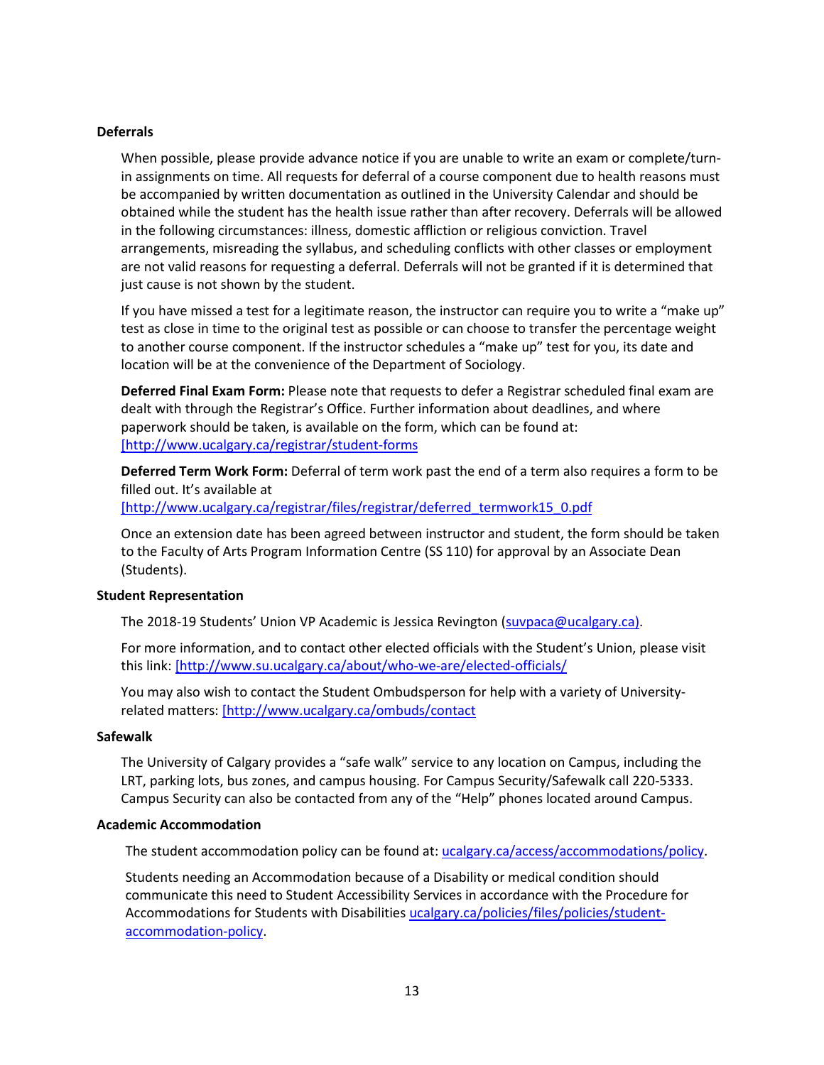**Deferrals**

When possible, please provide advance notice if you are unable to write an exam or complete/turn-in assignments on time. All requests for deferral of a course component due to health reasons must be accompanied by written documentation as outlined in the University Calendar and should be obtained while the student has the health issue rather than after recovery. Deferrals will be allowed in the following circumstances: illness, domestic affliction or religious conviction. Travel arrangements, misreading the syllabus, and scheduling conflicts with other classes or employment are not valid reasons for requesting a deferral. Deferrals will not be granted if it is determined that just cause is not shown by the student.

If you have missed a test for a legitimate reason, the instructor can require you to write a "make up" test as close in time to the original test as possible or can choose to transfer the percentage weight to another course component. If the instructor schedules a "make up" test for you, its date and location will be at the convenience of the Department of Sociology.

**Deferred Final Exam Form:** Please note that requests to defer a Registrar scheduled final exam are dealt with through the Registrar's Office. Further information about deadlines, and where paperwork should be taken, is available on the form, which can be found at: [http://www.ucalgary.ca/registrar/student-forms

**Deferred Term Work Form:** Deferral of term work past the end of a term also requires a form to be filled out. It's available at [http://www.ucalgary.ca/registrar/files/registrar/deferred_termwork15_0.pdf

Once an extension date has been agreed between instructor and student, the form should be taken to the Faculty of Arts Program Information Centre (SS 110) for approval by an Associate Dean (Students).

**Student Representation**

The 2018-19 Students' Union VP Academic is Jessica Revington (suvpaca@ucalgary.ca).

For more information, and to contact other elected officials with the Student's Union, please visit this link: [http://www.su.ucalgary.ca/about/who-we-are/elected-officials/

You may also wish to contact the Student Ombudsperson for help with a variety of University-related matters: [http://www.ucalgary.ca/ombuds/contact

**Safewalk**

The University of Calgary provides a "safe walk" service to any location on Campus, including the LRT, parking lots, bus zones, and campus housing. For Campus Security/Safewalk call 220-5333. Campus Security can also be contacted from any of the "Help" phones located around Campus.

**Academic Accommodation**

The student accommodation policy can be found at: ucalgary.ca/access/accommodations/policy.

Students needing an Accommodation because of a Disability or medical condition should communicate this need to Student Accessibility Services in accordance with the Procedure for Accommodations for Students with Disabilities ucalgary.ca/policies/files/policies/student-accommodation-policy.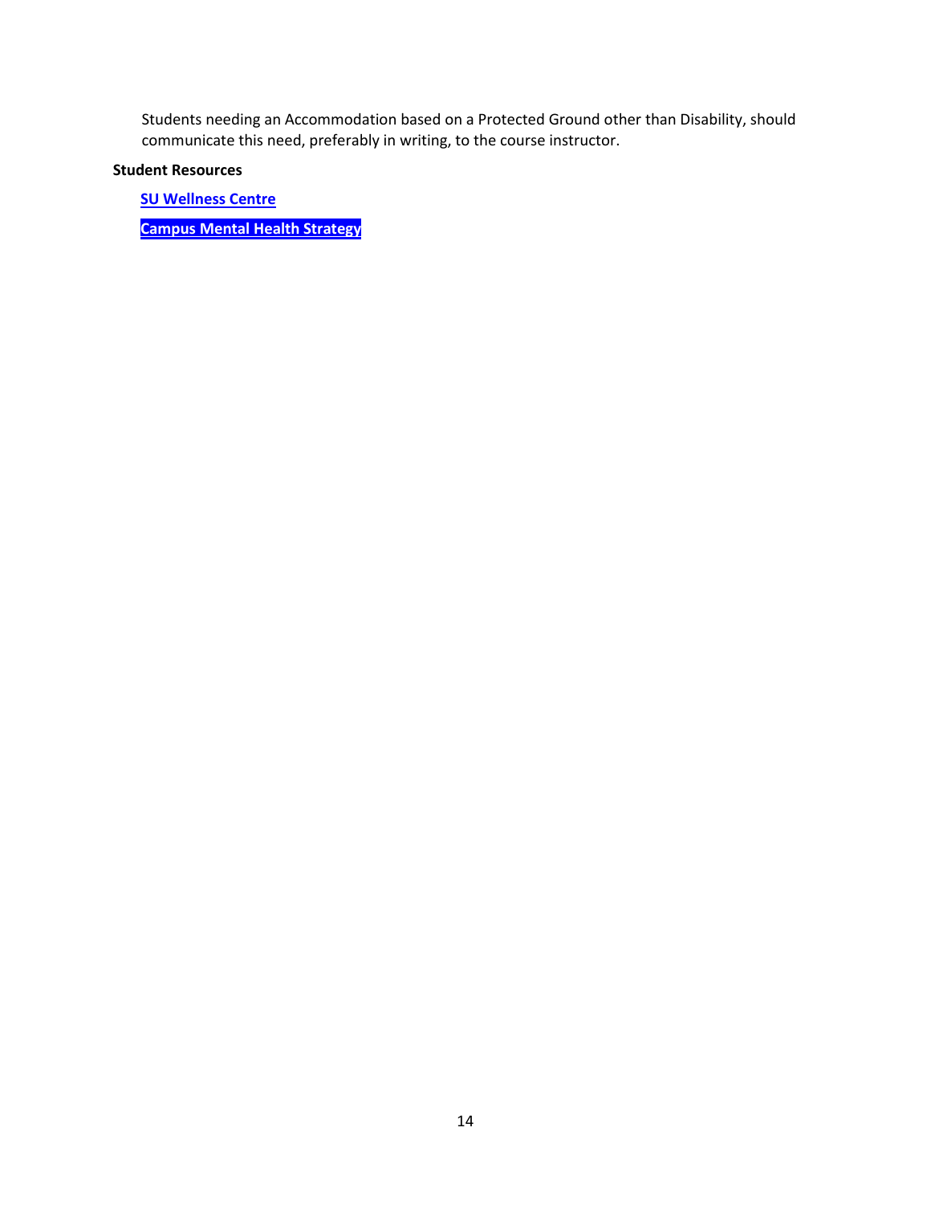Students needing an Accommodation based on a Protected Ground other than Disability, should communicate this need, preferably in writing, to the course instructor.

**Student Resources**

**SU Wellness Centre**

**Campus Mental Health Strategy**